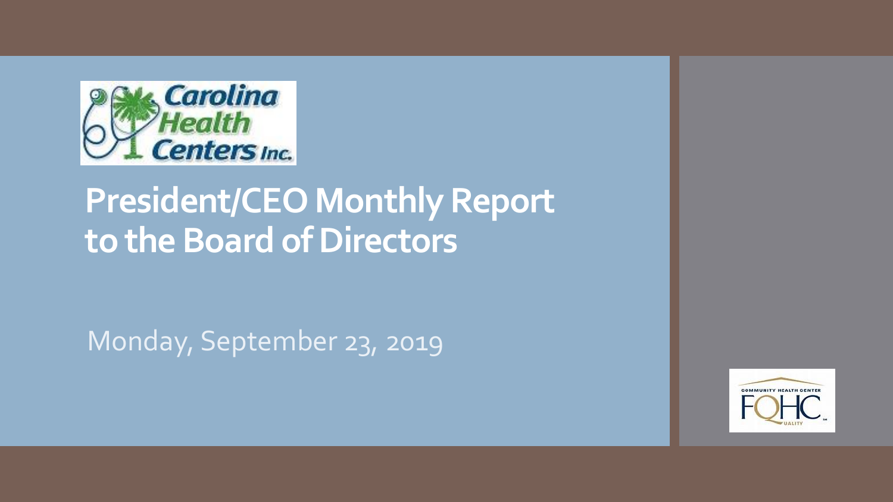Carolina Health Centers Inc.

# President/CEO Monthly Report to the Board of Directors

Monday, September 23, 2019

COMMUNITY HEALTH CENTER FQHC QUALITY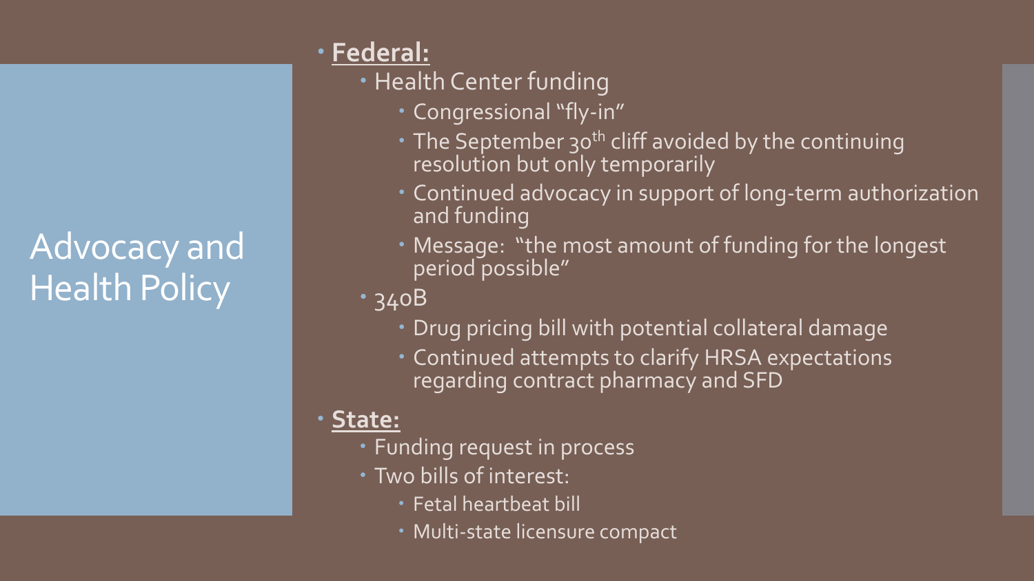# Advocacy and Health Policy

- **Federal:**
  - Health Center funding
    - Congressional "fly-in"
    - The September 30th cliff avoided by the continuing resolution but only temporarily
    - Continued advocacy in support of long-term authorization and funding
    - Message: "the most amount of funding for the longest period possible"
  - 340B
    - Drug pricing bill with potential collateral damage
    - Continued attempts to clarify HRSA expectations regarding contract pharmacy and SFD
- **State:**
  - Funding request in process
  - Two bills of interest:
    - Fetal heartbeat bill
    - Multi-state licensure compact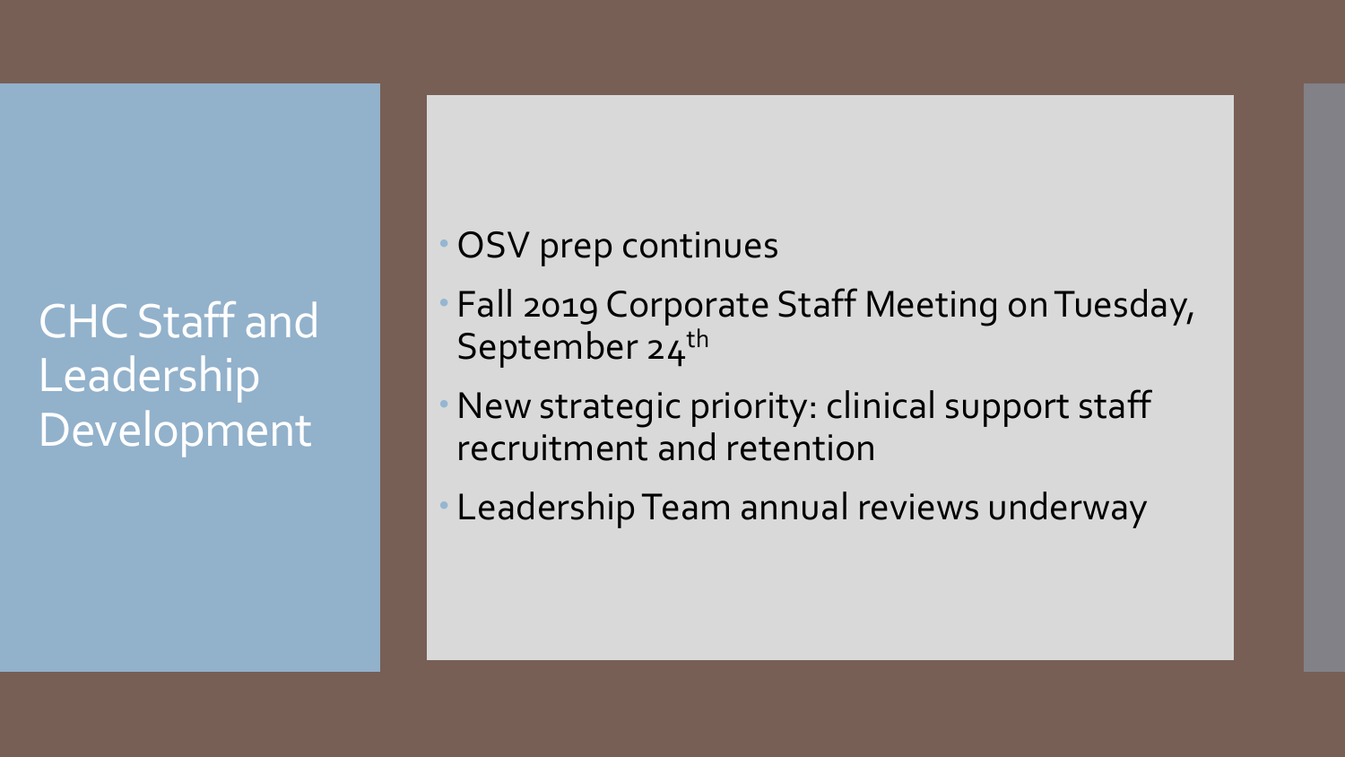# CHC Staff and Leadership Development

- OSV prep continues
- Fall 2019 Corporate Staff Meeting on Tuesday, September 24th
- New strategic priority: clinical support staff recruitment and retention
- Leadership Team annual reviews underway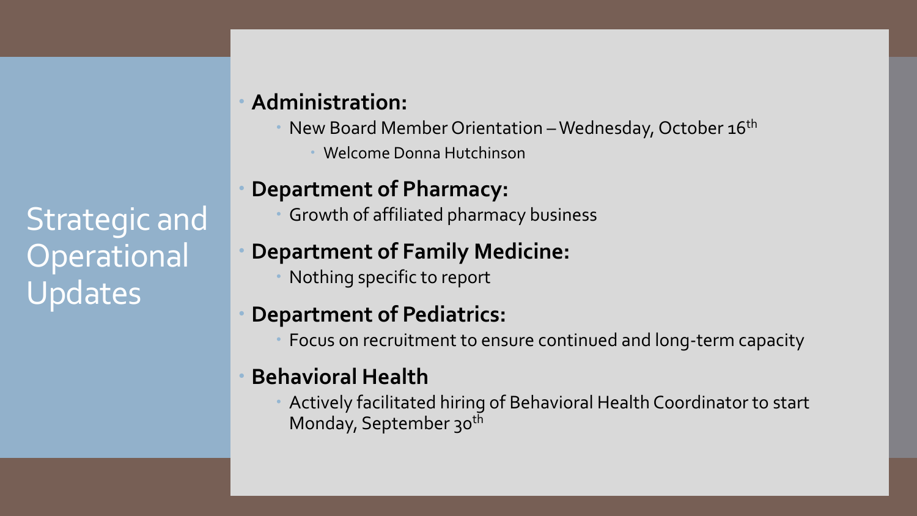# Strategic and Operational Updates

- **Administration:**
  - New Board Member Orientation – Wednesday, October 16th
    - Welcome Donna Hutchinson
- **Department of Pharmacy:**
  - Growth of affiliated pharmacy business
- **Department of Family Medicine:**
  - Nothing specific to report
- **Department of Pediatrics:**
  - Focus on recruitment to ensure continued and long-term capacity
- **Behavioral Health**
  - Actively facilitated hiring of Behavioral Health Coordinator to start Monday, September 30th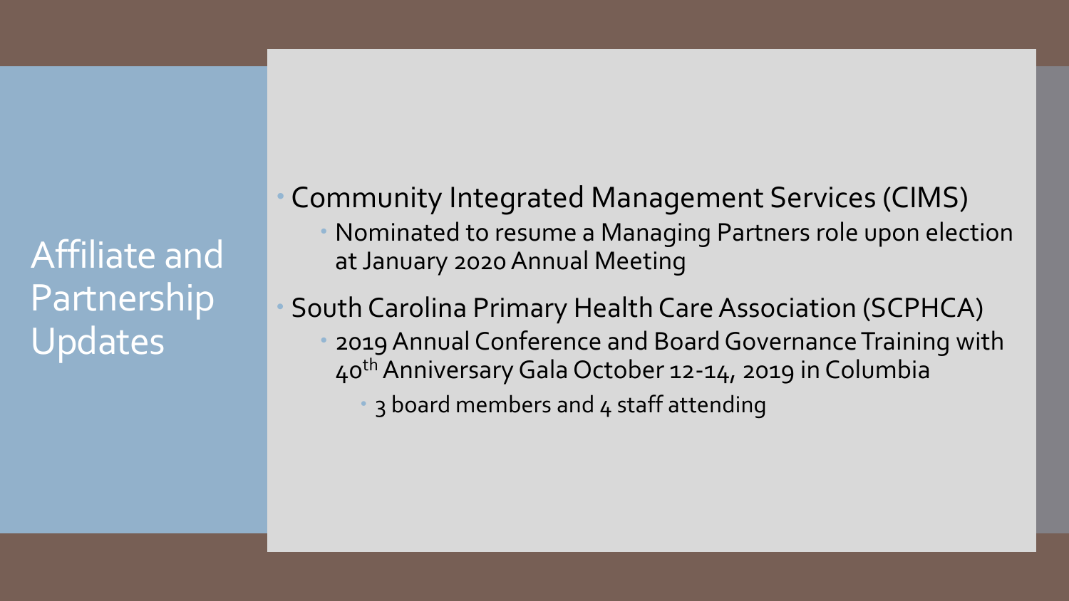# Affiliate and Partnership Updates

- Community Integrated Management Services (CIMS)
  - Nominated to resume a Managing Partners role upon election at January 2020 Annual Meeting
- South Carolina Primary Health Care Association (SCPHCA)
  - 2019 Annual Conference and Board Governance Training with 40th Anniversary Gala October 12-14, 2019 in Columbia
    - 3 board members and 4 staff attending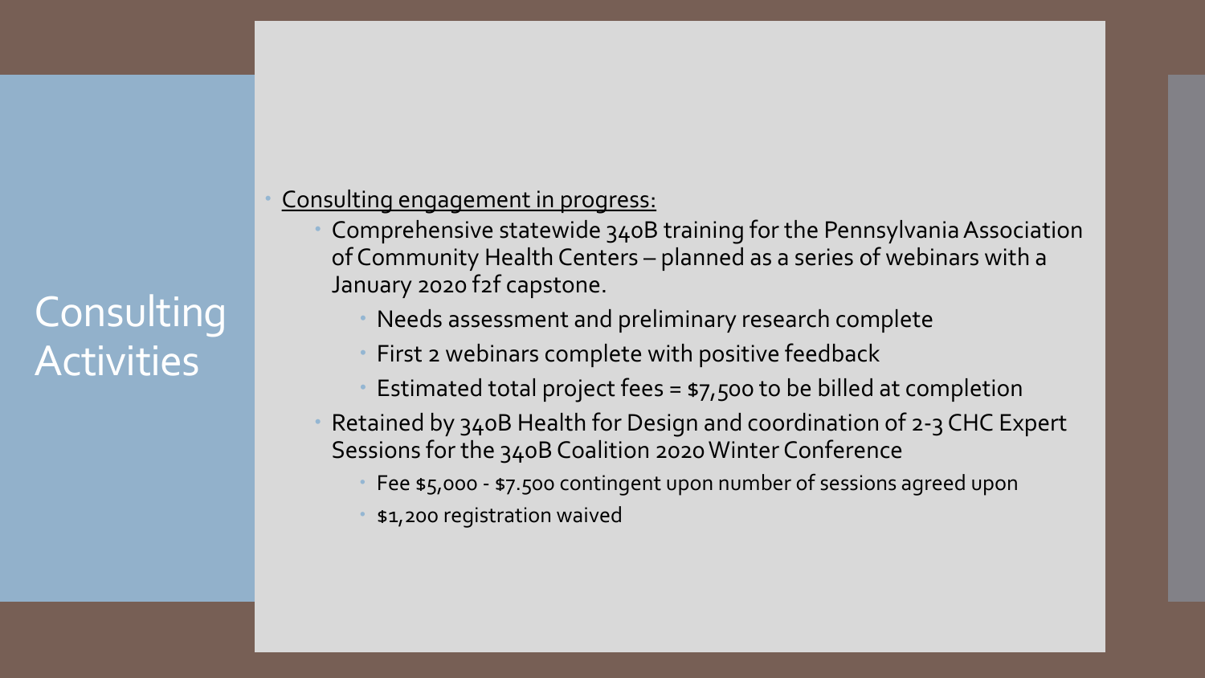# Consulting Activities

- <u>Consulting engagement in progress:</u>
  - Comprehensive statewide 340B training for the Pennsylvania Association of Community Health Centers – planned as a series of webinars with a January 2020 f2f capstone.
    - Needs assessment and preliminary research complete
    - First 2 webinars complete with positive feedback
    - Estimated total project fees = $7,500 to be billed at completion
  - Retained by 340B Health for Design and coordination of 2-3 CHC Expert Sessions for the 340B Coalition 2020 Winter Conference
    - Fee $5,000 - $7.500 contingent upon number of sessions agreed upon
    - $1,200 registration waived